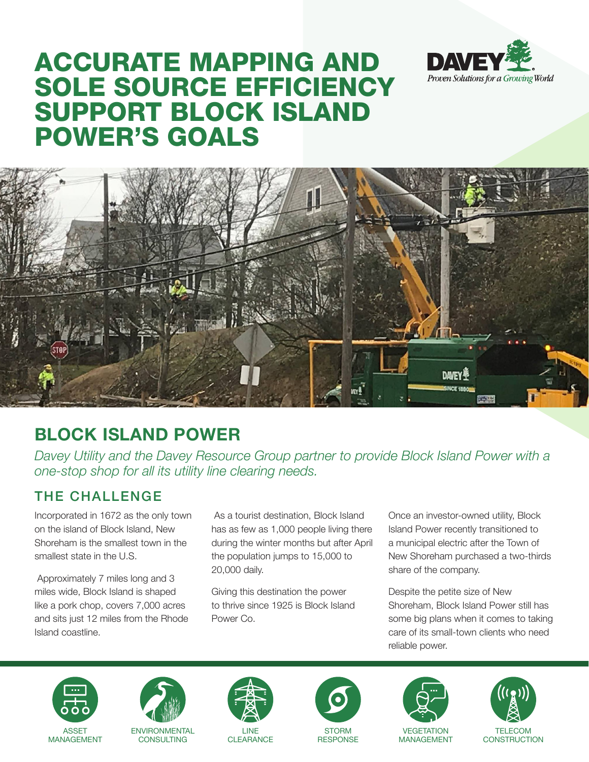# ACCURATE MAPPING AND SOLE SOURCE EFFICIENCY SUPPORT BLOCK ISLAND POWER'S GOALS

DAVEY
*Proven Solutions for a Growing World*

## BLOCK ISLAND POWER

*Davey Utility and the Davey Resource Group partner to provide Block Island Power with a one-stop shop for all its utility line clearing needs.*

### THE CHALLENGE

Incorporated in 1672 as the only town on the island of Block Island, New Shoreham is the smallest town in the smallest state in the U.S.

Approximately 7 miles long and 3 miles wide, Block Island is shaped like a pork chop, covers 7,000 acres and sits just 12 miles from the Rhode Island coastline.

As a tourist destination, Block Island has as few as 1,000 people living there during the winter months but after April the population jumps to 15,000 to 20,000 daily.

Giving this destination the power to thrive since 1925 is Block Island Power Co.

Once an investor-owned utility, Block Island Power recently transitioned to a municipal electric after the Town of New Shoreham purchased a two-thirds share of the company.

Despite the petite size of New Shoreham, Block Island Power still has some big plans when it comes to taking care of its small-town clients who need reliable power.

ASSET MANAGEMENT | ENVIRONMENTAL CONSULTING | LINE CLEARANCE | STORM RESPONSE | VEGETATION MANAGEMENT | TELECOM CONSTRUCTION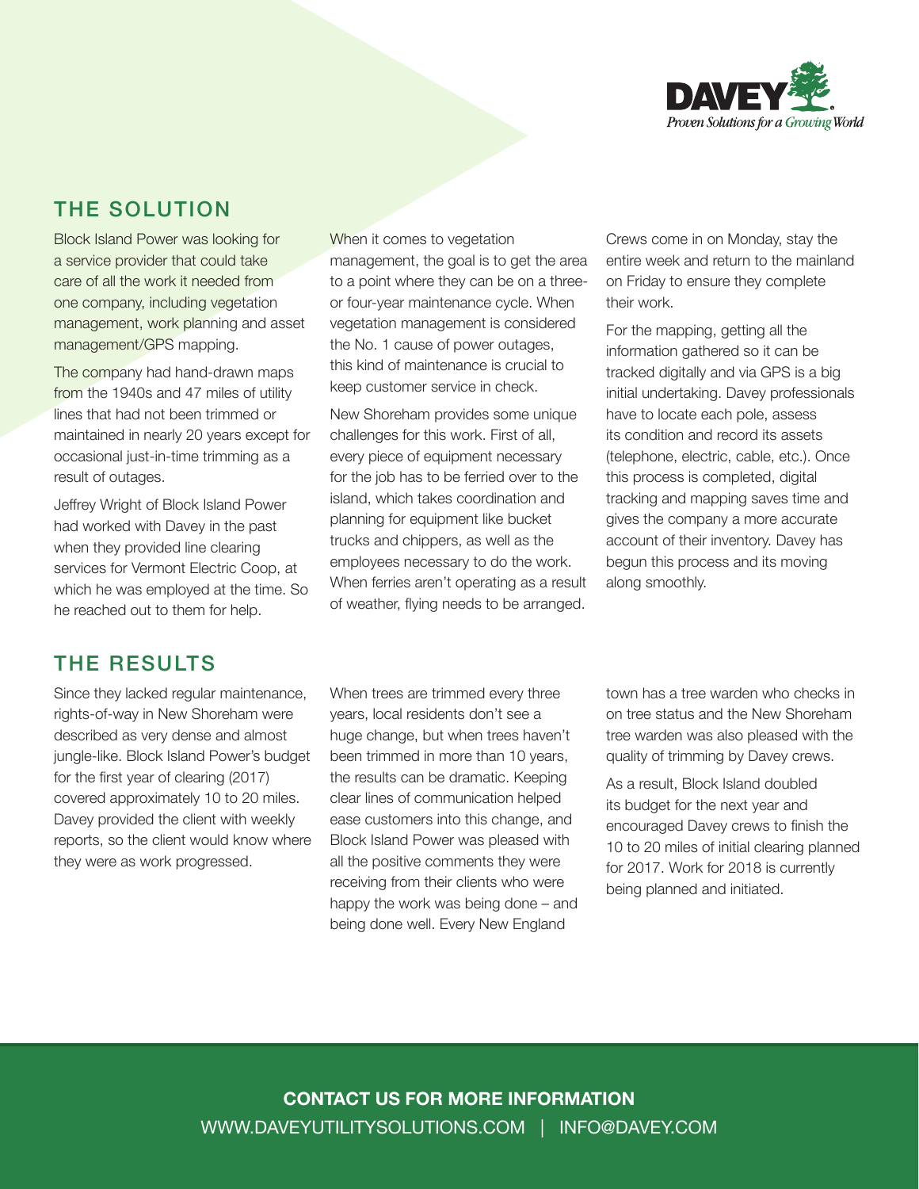## THE SOLUTION

Block Island Power was looking for a service provider that could take care of all the work it needed from one company, including vegetation management, work planning and asset management/GPS mapping.

The company had hand-drawn maps from the 1940s and 47 miles of utility lines that had not been trimmed or maintained in nearly 20 years except for occasional just-in-time trimming as a result of outages.

Jeffrey Wright of Block Island Power had worked with Davey in the past when they provided line clearing services for Vermont Electric Coop, at which he was employed at the time. So he reached out to them for help.

When it comes to vegetation management, the goal is to get the area to a point where they can be on a three- or four-year maintenance cycle. When vegetation management is considered the No. 1 cause of power outages, this kind of maintenance is crucial to keep customer service in check.

New Shoreham provides some unique challenges for this work. First of all, every piece of equipment necessary for the job has to be ferried over to the island, which takes coordination and planning for equipment like bucket trucks and chippers, as well as the employees necessary to do the work. When ferries aren't operating as a result of weather, flying needs to be arranged. Crews come in on Monday, stay the entire week and return to the mainland on Friday to ensure they complete their work.

For the mapping, getting all the information gathered so it can be tracked digitally and via GPS is a big initial undertaking. Davey professionals have to locate each pole, assess its condition and record its assets (telephone, electric, cable, etc.). Once this process is completed, digital tracking and mapping saves time and gives the company a more accurate account of their inventory. Davey has begun this process and its moving along smoothly.

## THE RESULTS

Since they lacked regular maintenance, rights-of-way in New Shoreham were described as very dense and almost jungle-like. Block Island Power's budget for the first year of clearing (2017) covered approximately 10 to 20 miles. Davey provided the client with weekly reports, so the client would know where they were as work progressed.

When trees are trimmed every three years, local residents don't see a huge change, but when trees haven't been trimmed in more than 10 years, the results can be dramatic. Keeping clear lines of communication helped ease customers into this change, and Block Island Power was pleased with all the positive comments they were receiving from their clients who were happy the work was being done – and being done well. Every New England town has a tree warden who checks in on tree status and the New Shoreham tree warden was also pleased with the quality of trimming by Davey crews.

As a result, Block Island doubled its budget for the next year and encouraged Davey crews to finish the 10 to 20 miles of initial clearing planned for 2017. Work for 2018 is currently being planned and initiated.

**CONTACT US FOR MORE INFORMATION**

WWW.DAVEYUTILITYSOLUTIONS.COM | INFO@DAVEY.COM